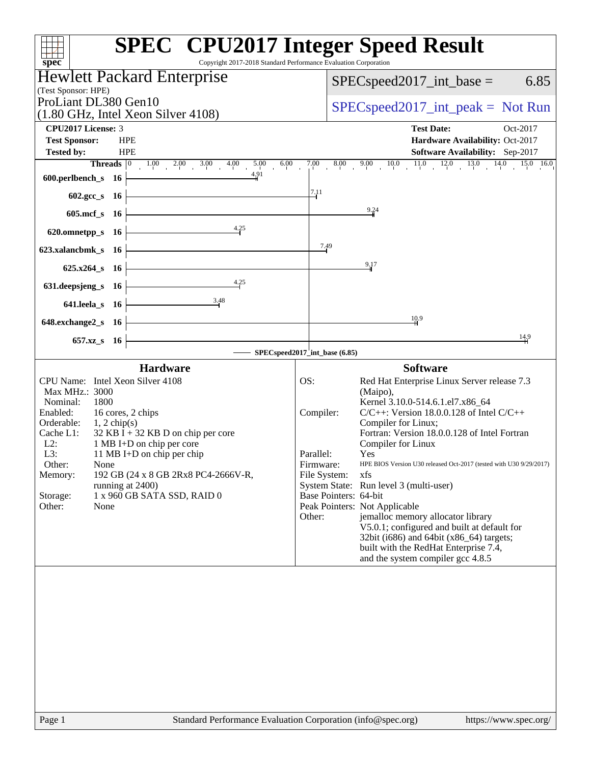# SPEC CPU2017 Integer Speed Result

Copyright 2017-2018 Standard Performance Evaluation Corporation

## Hewlett Packard Enterprise

(Test Sponsor: HPE)

ProLiant DL380 Gen10
(1.80 GHz, Intel Xeon Silver 4108)

SPECspeed2017_int_base = 6.85

SPECspeed2017_int_peak = Not Run

| | | | |
|---|---|---|---|
| **CPU2017 License:** | 3 | **Test Date:** | Oct-2017 |
| **Test Sponsor:** | HPE | **Hardware Availability:** | Oct-2017 |
| **Tested by:** | HPE | **Software Availability:** | Sep-2017 |

| Benchmark | Threads | Base Ratio |
|---|---|---|
| 600.perlbench_s | 16 | 4.91 |
| 602.gcc_s | 16 | 7.11 |
| 605.mcf_s | 16 | 9.24 |
| 620.omnetpp_s | 16 | 4.25 |
| 623.xalancbmk_s | 16 | 7.49 |
| 625.x264_s | 16 | 9.17 |
| 631.deepsjeng_s | 16 | 4.25 |
| 641.leela_s | 16 | 3.48 |
| 648.exchange2_s | 16 | 10.9 |
| 657.xz_s | 16 | 14.9 |

SPECspeed2017_int_base (6.85)

### Hardware

| | |
|---|---|
| CPU Name: | Intel Xeon Silver 4108 |
| Max MHz.: | 3000 |
| Nominal: | 1800 |
| Enabled: | 16 cores, 2 chips |
| Orderable: | 1, 2 chip(s) |
| Cache L1: | 32 KB I + 32 KB D on chip per core |
| L2: | 1 MB I+D on chip per core |
| L3: | 11 MB I+D on chip per chip |
| Other: | None |
| Memory: | 192 GB (24 x 8 GB 2Rx8 PC4-2666V-R, running at 2400) |
| Storage: | 1 x 960 GB SATA SSD, RAID 0 |
| Other: | None |

### Software

| | |
|---|---|
| OS: | Red Hat Enterprise Linux Server release 7.3 (Maipo), Kernel 3.10.0-514.6.1.el7.x86_64 |
| Compiler: | C/C++: Version 18.0.0.128 of Intel C/C++ Compiler for Linux; Fortran: Version 18.0.0.128 of Intel Fortran Compiler for Linux |
| Parallel: | Yes |
| Firmware: | HPE BIOS Version U30 released Oct-2017 (tested with U30 9/29/2017) |
| File System: | xfs |
| System State: | Run level 3 (multi-user) |
| Base Pointers: | 64-bit |
| Peak Pointers: | Not Applicable |
| Other: | jemalloc memory allocator library V5.0.1; configured and built at default for 32bit (i686) and 64bit (x86_64) targets; built with the RedHat Enterprise 7.4, and the system compiler gcc 4.8.5 |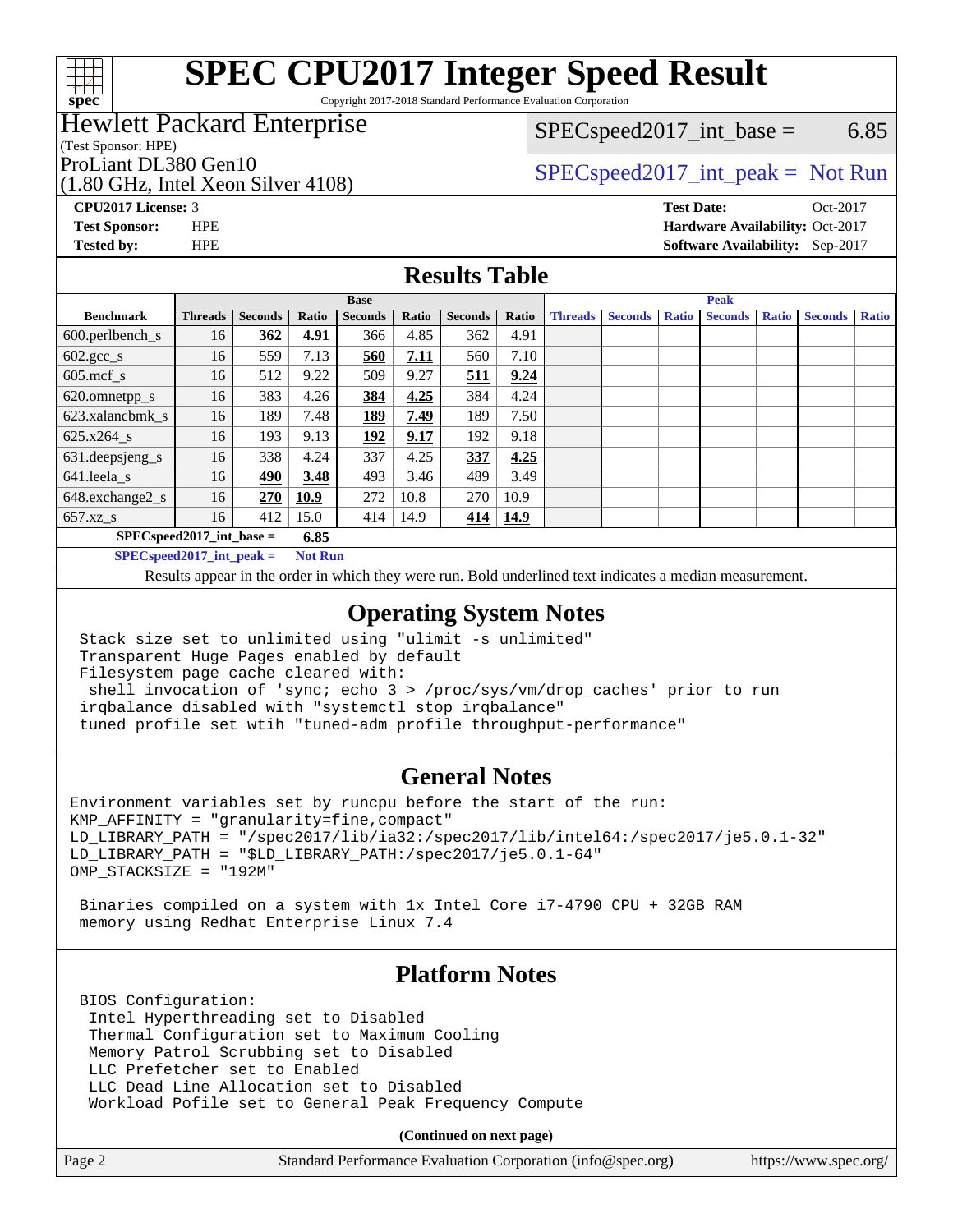# SPEC CPU2017 Integer Speed Result

Copyright 2017-2018 Standard Performance Evaluation Corporation

## Hewlett Packard Enterprise

(Test Sponsor: HPE)

ProLiant DL380 Gen10
(1.80 GHz, Intel Xeon Silver 4108)

SPECspeed2017_int_base = 6.85

SPECspeed2017_int_peak = Not Run

**CPU2017 License:** 3
**Test Sponsor:** HPE
**Tested by:** HPE

**Test Date:** Oct-2017
**Hardware Availability:** Oct-2017
**Software Availability:** Sep-2017

## Results Table

| | Base | | | | | | | Peak | | | | | | |
|---|---|---|---|---|---|---|---|---|---|---|---|---|---|---|
| **Benchmark** | **Threads** | **Seconds** | **Ratio** | **Seconds** | **Ratio** | **Seconds** | **Ratio** | **Threads** | **Seconds** | **Ratio** | **Seconds** | **Ratio** | **Seconds** | **Ratio** |
| 600.perlbench_s | 16 | **362** | **4.91** | 366 | 4.85 | 362 | 4.91 | | | | | | | |
| 602.gcc_s | 16 | 559 | 7.13 | **560** | **7.11** | 560 | 7.10 | | | | | | | |
| 605.mcf_s | 16 | 512 | 9.22 | 509 | 9.27 | **511** | **9.24** | | | | | | | |
| 620.omnetpp_s | 16 | 383 | 4.26 | **384** | **4.25** | 384 | 4.24 | | | | | | | |
| 623.xalancbmk_s | 16 | 189 | 7.48 | **189** | **7.49** | 189 | 7.50 | | | | | | | |
| 625.x264_s | 16 | 193 | 9.13 | **192** | **9.17** | 192 | 9.18 | | | | | | | |
| 631.deepsjeng_s | 16 | 338 | 4.24 | 337 | 4.25 | **337** | **4.25** | | | | | | | |
| 641.leela_s | 16 | **490** | **3.48** | 493 | 3.46 | 489 | 3.49 | | | | | | | |
| 648.exchange2_s | 16 | **270** | **10.9** | 272 | 10.8 | 270 | 10.9 | | | | | | | |
| 657.xz_s | 16 | 412 | 15.0 | 414 | 14.9 | **414** | **14.9** | | | | | | | |

**SPECspeed2017_int_base = 6.85**

**SPECspeed2017_int_peak = Not Run**

Results appear in the order in which they were run. Bold underlined text indicates a median measurement.

## Operating System Notes

```
Stack size set to unlimited using "ulimit -s unlimited"
Transparent Huge Pages enabled by default
Filesystem page cache cleared with:
 shell invocation of 'sync; echo 3 > /proc/sys/vm/drop_caches' prior to run
irqbalance disabled with "systemctl stop irqbalance"
tuned profile set wtih "tuned-adm profile throughput-performance"
```

## General Notes

```
Environment variables set by runcpu before the start of the run:
KMP_AFFINITY = "granularity=fine,compact"
LD_LIBRARY_PATH = "/spec2017/lib/ia32:/spec2017/lib/intel64:/spec2017/je5.0.1-32"
LD_LIBRARY_PATH = "$LD_LIBRARY_PATH:/spec2017/je5.0.1-64"
OMP_STACKSIZE = "192M"

 Binaries compiled on a system with 1x Intel Core i7-4790 CPU + 32GB RAM
 memory using Redhat Enterprise Linux 7.4
```

## Platform Notes

```
BIOS Configuration:
 Intel Hyperthreading set to Disabled
 Thermal Configuration set to Maximum Cooling
 Memory Patrol Scrubbing set to Disabled
 LLC Prefetcher set to Enabled
 LLC Dead Line Allocation set to Disabled
 Workload Pofile set to General Peak Frequency Compute
```

**(Continued on next page)**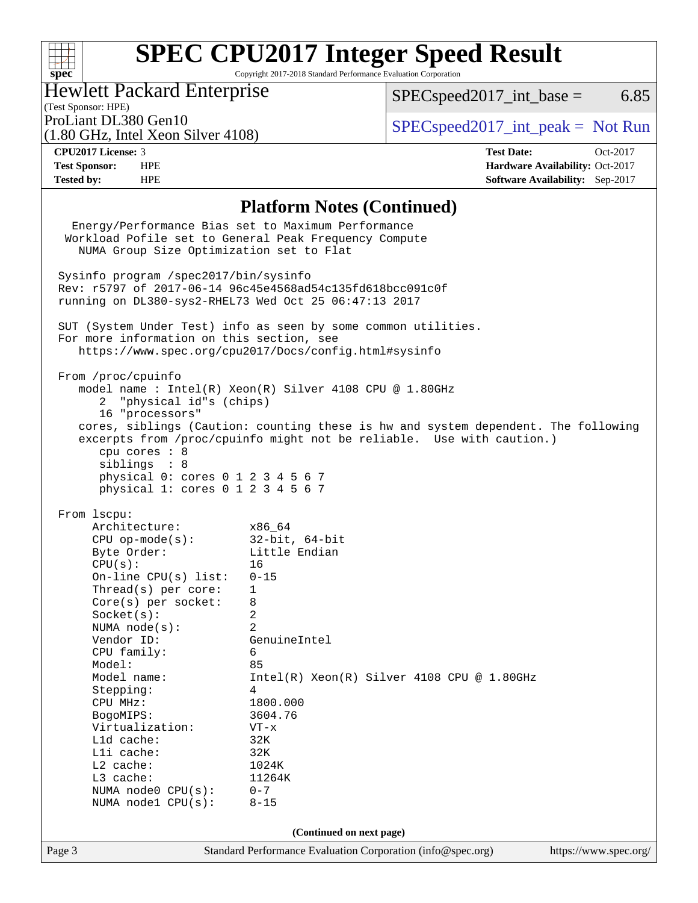# SPEC CPU2017 Integer Speed Result

Copyright 2017-2018 Standard Performance Evaluation Corporation

**Hewlett Packard Enterprise**
(Test Sponsor: HPE)
ProLiant DL380 Gen10
(1.80 GHz, Intel Xeon Silver 4108)

SPECspeed2017_int_base = 6.85

SPECspeed2017_int_peak = Not Run

| | | | |
|---|---|---|---|
| **CPU2017 License:** | 3 | **Test Date:** | Oct-2017 |
| **Test Sponsor:** | HPE | **Hardware Availability:** | Oct-2017 |
| **Tested by:** | HPE | **Software Availability:** | Sep-2017 |

## Platform Notes (Continued)

```
   Energy/Performance Bias set to Maximum Performance
  Workload Pofile set to General Peak Frequency Compute
    NUMA Group Size Optimization set to Flat

 Sysinfo program /spec2017/bin/sysinfo
 Rev: r5797 of 2017-06-14 96c45e4568ad54c135fd618bcc091c0f
 running on DL380-sys2-RHEL73 Wed Oct 25 06:47:13 2017

 SUT (System Under Test) info as seen by some common utilities.
 For more information on this section, see
    https://www.spec.org/cpu2017/Docs/config.html#sysinfo

 From /proc/cpuinfo
    model name : Intel(R) Xeon(R) Silver 4108 CPU @ 1.80GHz
       2  "physical id"s (chips)
       16 "processors"
    cores, siblings (Caution: counting these is hw and system dependent. The following
    excerpts from /proc/cpuinfo might not be reliable.  Use with caution.)
       cpu cores : 8
       siblings  : 8
       physical 0: cores 0 1 2 3 4 5 6 7
       physical 1: cores 0 1 2 3 4 5 6 7

 From lscpu:
      Architecture:          x86_64
      CPU op-mode(s):        32-bit, 64-bit
      Byte Order:            Little Endian
      CPU(s):                16
      On-line CPU(s) list:   0-15
      Thread(s) per core:    1
      Core(s) per socket:    8
      Socket(s):             2
      NUMA node(s):          2
      Vendor ID:             GenuineIntel
      CPU family:            6
      Model:                 85
      Model name:            Intel(R) Xeon(R) Silver 4108 CPU @ 1.80GHz
      Stepping:              4
      CPU MHz:               1800.000
      BogoMIPS:              3604.76
      Virtualization:        VT-x
      L1d cache:             32K
      L1i cache:             32K
      L2 cache:              1024K
      L3 cache:              11264K
      NUMA node0 CPU(s):     0-7
      NUMA node1 CPU(s):     8-15
```

**(Continued on next page)**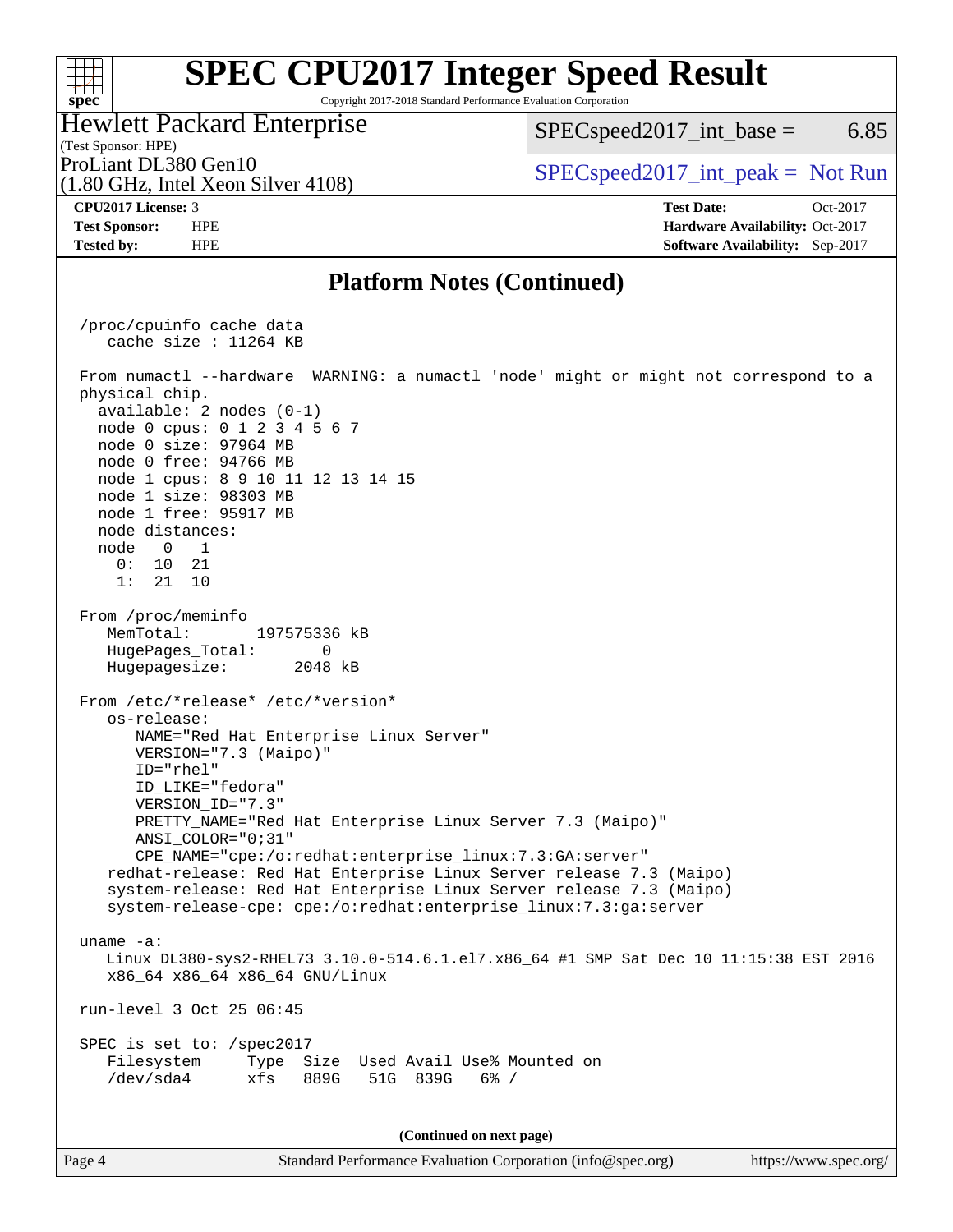# SPEC CPU2017 Integer Speed Result

Copyright 2017-2018 Standard Performance Evaluation Corporation

**Hewlett Packard Enterprise**
(Test Sponsor: HPE)
ProLiant DL380 Gen10
(1.80 GHz, Intel Xeon Silver 4108)

SPECspeed2017_int_base = 6.85

SPECspeed2017_int_peak = Not Run

| | | | |
|---|---|---|---|
| **CPU2017 License:** | 3 | **Test Date:** | Oct-2017 |
| **Test Sponsor:** | HPE | **Hardware Availability:** | Oct-2017 |
| **Tested by:** | HPE | **Software Availability:** | Sep-2017 |

## Platform Notes (Continued)

```
/proc/cpuinfo cache data
   cache size : 11264 KB

From numactl --hardware  WARNING: a numactl 'node' might or might not correspond to a
physical chip.
  available: 2 nodes (0-1)
  node 0 cpus: 0 1 2 3 4 5 6 7
  node 0 size: 97964 MB
  node 0 free: 94766 MB
  node 1 cpus: 8 9 10 11 12 13 14 15
  node 1 size: 98303 MB
  node 1 free: 95917 MB
  node distances:
  node   0   1
    0:  10  21
    1:  21  10

From /proc/meminfo
   MemTotal:       197575336 kB
   HugePages_Total:       0
   Hugepagesize:       2048 kB

From /etc/*release* /etc/*version*
   os-release:
      NAME="Red Hat Enterprise Linux Server"
      VERSION="7.3 (Maipo)"
      ID="rhel"
      ID_LIKE="fedora"
      VERSION_ID="7.3"
      PRETTY_NAME="Red Hat Enterprise Linux Server 7.3 (Maipo)"
      ANSI_COLOR="0;31"
      CPE_NAME="cpe:/o:redhat:enterprise_linux:7.3:GA:server"
   redhat-release: Red Hat Enterprise Linux Server release 7.3 (Maipo)
   system-release: Red Hat Enterprise Linux Server release 7.3 (Maipo)
   system-release-cpe: cpe:/o:redhat:enterprise_linux:7.3:ga:server

uname -a:
   Linux DL380-sys2-RHEL73 3.10.0-514.6.1.el7.x86_64 #1 SMP Sat Dec 10 11:15:38 EST 2016
   x86_64 x86_64 x86_64 GNU/Linux

run-level 3 Oct 25 06:45

SPEC is set to: /spec2017
   Filesystem     Type  Size  Used Avail Use% Mounted on
   /dev/sda4      xfs   889G   51G  839G   6% /
```

(Continued on next page)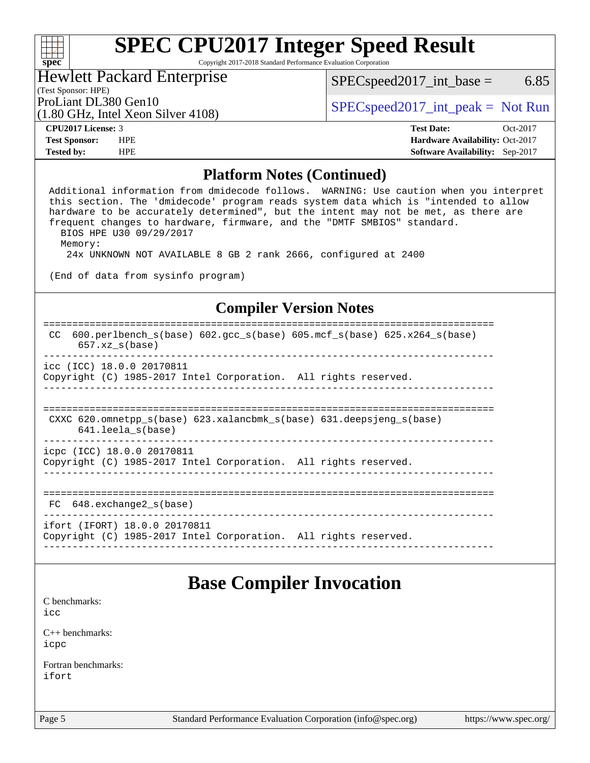## Platform Notes (Continued)

```
Additional information from dmidecode follows.  WARNING: Use caution when you interpret
this section. The 'dmidecode' program reads system data which is "intended to allow
hardware to be accurately determined", but the intent may not be met, as there are
frequent changes to hardware, firmware, and the "DMTF SMBIOS" standard.
  BIOS HPE U30 09/29/2017
  Memory:
   24x UNKNOWN NOT AVAILABLE 8 GB 2 rank 2666, configured at 2400

(End of data from sysinfo program)
```

## Compiler Version Notes

```
==============================================================================
 CC  600.perlbench_s(base) 602.gcc_s(base) 605.mcf_s(base) 625.x264_s(base)
      657.xz_s(base)
------------------------------------------------------------------------------
icc (ICC) 18.0.0 20170811
Copyright (C) 1985-2017 Intel Corporation.  All rights reserved.
------------------------------------------------------------------------------

==============================================================================
 CXXC 620.omnetpp_s(base) 623.xalancbmk_s(base) 631.deepsjeng_s(base)
      641.leela_s(base)
------------------------------------------------------------------------------
icpc (ICC) 18.0.0 20170811
Copyright (C) 1985-2017 Intel Corporation.  All rights reserved.
------------------------------------------------------------------------------

==============================================================================
 FC  648.exchange2_s(base)
------------------------------------------------------------------------------
ifort (IFORT) 18.0.0 20170811
Copyright (C) 1985-2017 Intel Corporation.  All rights reserved.
------------------------------------------------------------------------------
```

# Base Compiler Invocation

C benchmarks:
icc

C++ benchmarks:
icpc

Fortran benchmarks:
ifort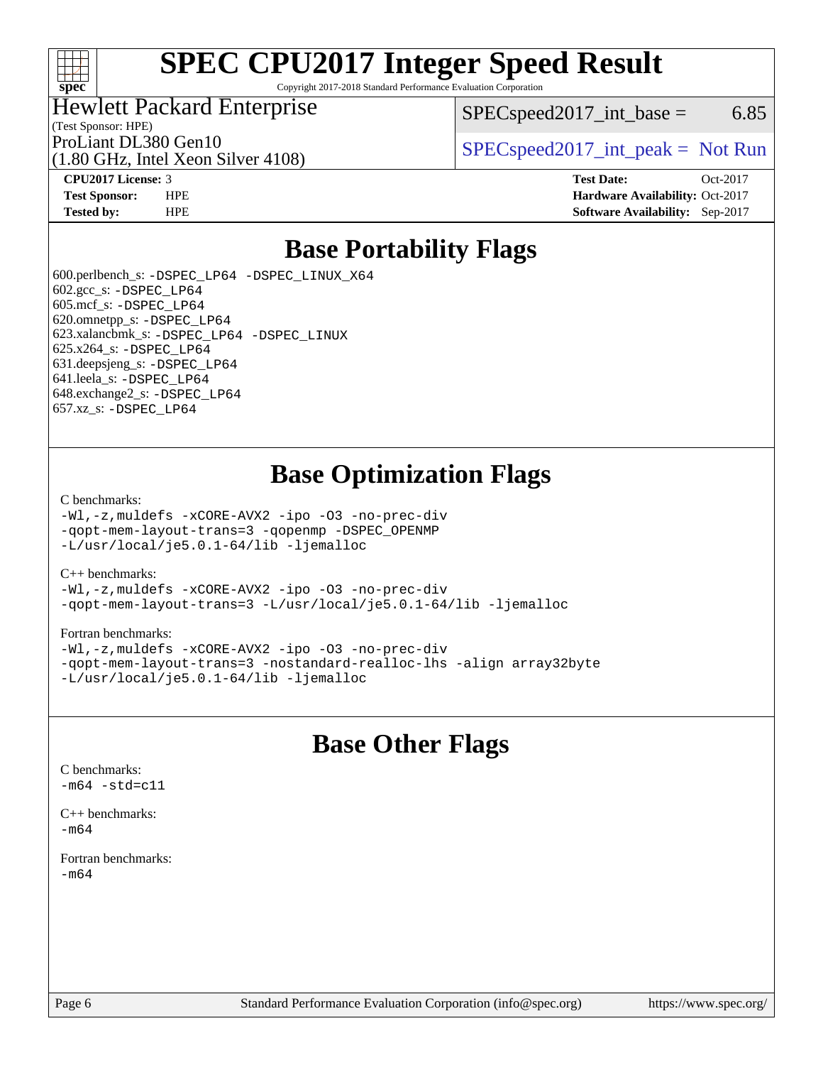# SPEC CPU2017 Integer Speed Result

Copyright 2017-2018 Standard Performance Evaluation Corporation

**Hewlett Packard Enterprise**
(Test Sponsor: HPE)
ProLiant DL380 Gen10
(1.80 GHz, Intel Xeon Silver 4108)

SPECspeed2017_int_base = 6.85

SPECspeed2017_int_peak = Not Run

| | | | |
|---|---|---|---|
| **CPU2017 License:** | 3 | **Test Date:** | Oct-2017 |
| **Test Sponsor:** | HPE | **Hardware Availability:** | Oct-2017 |
| **Tested by:** | HPE | **Software Availability:** | Sep-2017 |

## Base Portability Flags

600.perlbench_s: -DSPEC_LP64 -DSPEC_LINUX_X64
602.gcc_s: -DSPEC_LP64
605.mcf_s: -DSPEC_LP64
620.omnetpp_s: -DSPEC_LP64
623.xalancbmk_s: -DSPEC_LP64 -DSPEC_LINUX
625.x264_s: -DSPEC_LP64
631.deepsjeng_s: -DSPEC_LP64
641.leela_s: -DSPEC_LP64
648.exchange2_s: -DSPEC_LP64
657.xz_s: -DSPEC_LP64

## Base Optimization Flags

C benchmarks:
```
-Wl,-z,muldefs -xCORE-AVX2 -ipo -O3 -no-prec-div
-qopt-mem-layout-trans=3 -qopenmp -DSPEC_OPENMP
-L/usr/local/je5.0.1-64/lib -ljemalloc
```

C++ benchmarks:
```
-Wl,-z,muldefs -xCORE-AVX2 -ipo -O3 -no-prec-div
-qopt-mem-layout-trans=3 -L/usr/local/je5.0.1-64/lib -ljemalloc
```

Fortran benchmarks:
```
-Wl,-z,muldefs -xCORE-AVX2 -ipo -O3 -no-prec-div
-qopt-mem-layout-trans=3 -nostandard-realloc-lhs -align array32byte
-L/usr/local/je5.0.1-64/lib -ljemalloc
```

## Base Other Flags

C benchmarks:
```
-m64 -std=c11
```

C++ benchmarks:
```
-m64
```

Fortran benchmarks:
```
-m64
```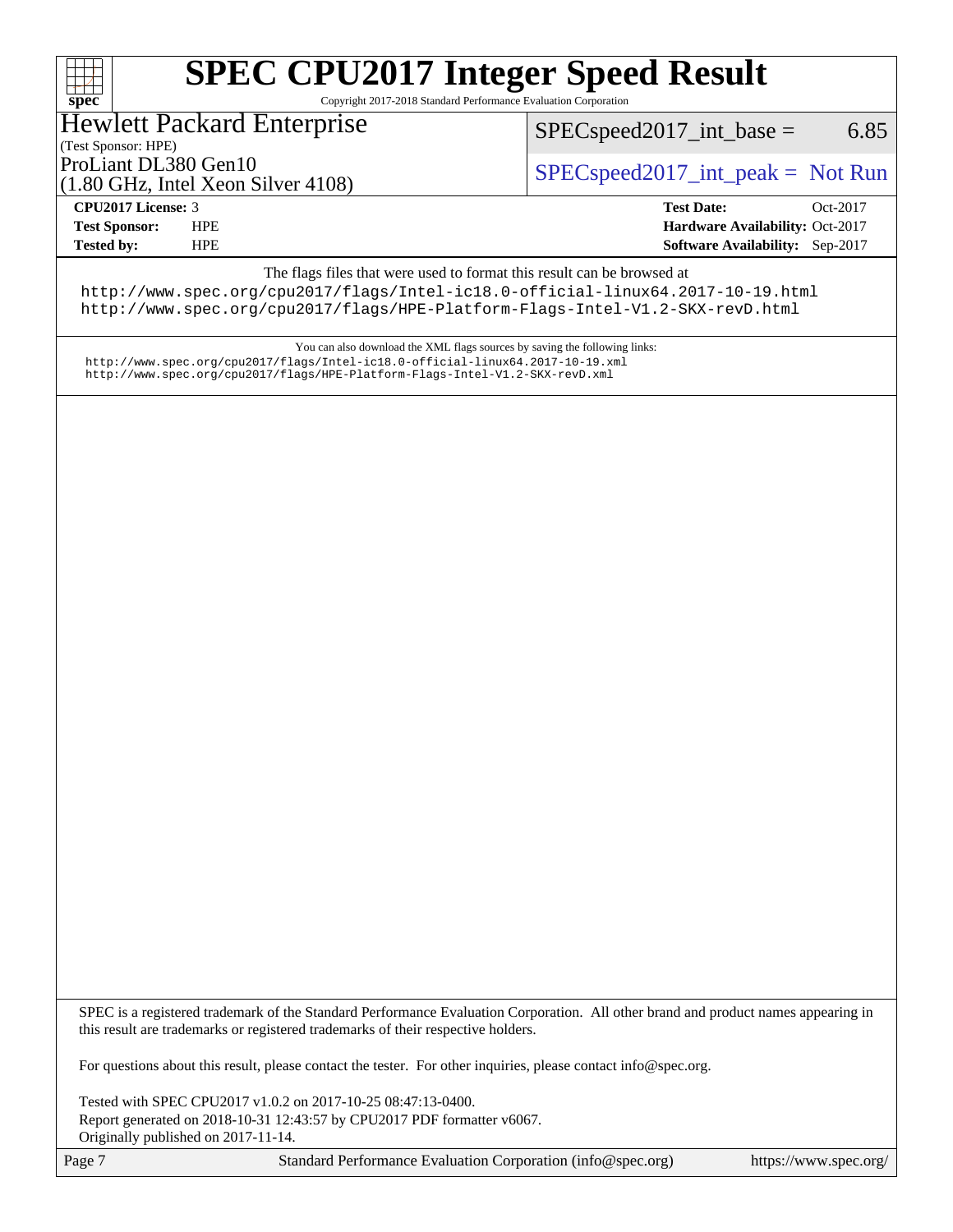# SPEC CPU2017 Integer Speed Result

Copyright 2017-2018 Standard Performance Evaluation Corporation

## Hewlett Packard Enterprise

(Test Sponsor: HPE)

ProLiant DL380 Gen10
(1.80 GHz, Intel Xeon Silver 4108)

SPECspeed2017_int_base = 6.85

SPECspeed2017_int_peak = Not Run

**CPU2017 License:** 3
**Test Sponsor:** HPE
**Tested by:** HPE

**Test Date:** Oct-2017
**Hardware Availability:** Oct-2017
**Software Availability:** Sep-2017

The flags files that were used to format this result can be browsed at

http://www.spec.org/cpu2017/flags/Intel-ic18.0-official-linux64.2017-10-19.html
http://www.spec.org/cpu2017/flags/HPE-Platform-Flags-Intel-V1.2-SKX-revD.html

You can also download the XML flags sources by saving the following links:

http://www.spec.org/cpu2017/flags/Intel-ic18.0-official-linux64.2017-10-19.xml
http://www.spec.org/cpu2017/flags/HPE-Platform-Flags-Intel-V1.2-SKX-revD.xml

SPEC is a registered trademark of the Standard Performance Evaluation Corporation. All other brand and product names appearing in this result are trademarks or registered trademarks of their respective holders.

For questions about this result, please contact the tester. For other inquiries, please contact info@spec.org.

Tested with SPEC CPU2017 v1.0.2 on 2017-10-25 08:47:13-0400.
Report generated on 2018-10-31 12:43:57 by CPU2017 PDF formatter v6067.
Originally published on 2017-11-14.